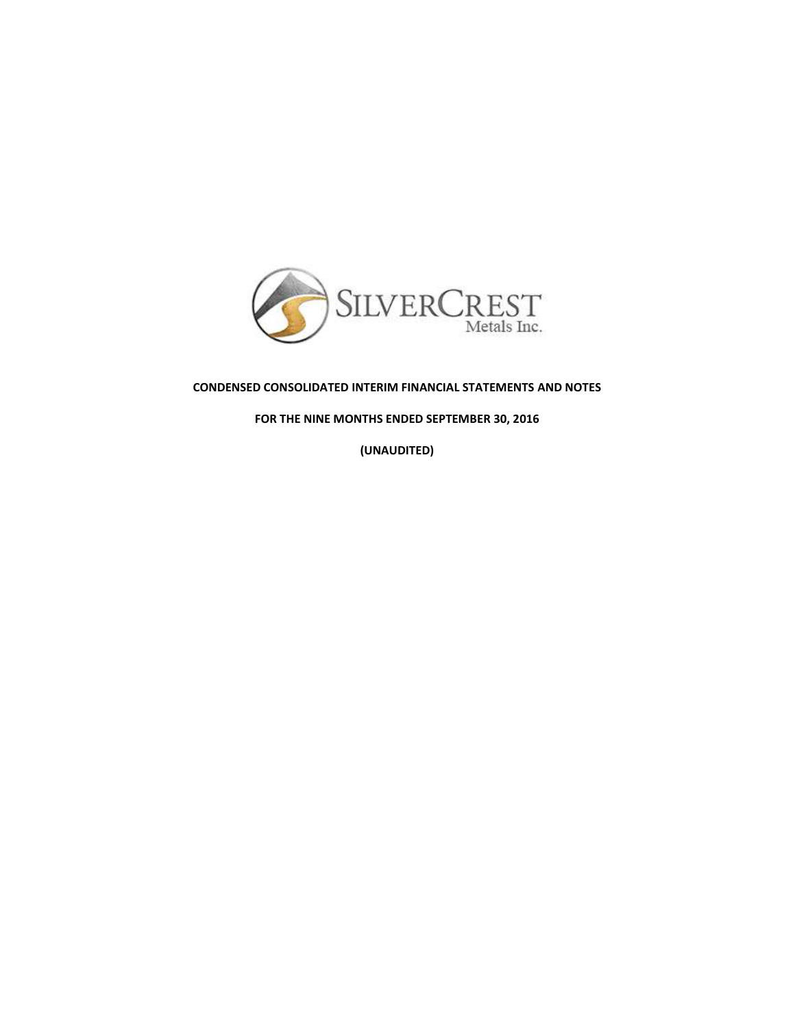SILVERCREST Metals Inc.

**CONDENSED CONSOLIDATED INTERIM FINANCIAL STATEMENTS AND NOTES**

**FOR THE NINE MONTHS ENDED SEPTEMBER 30, 2016**

**(UNAUDITED)**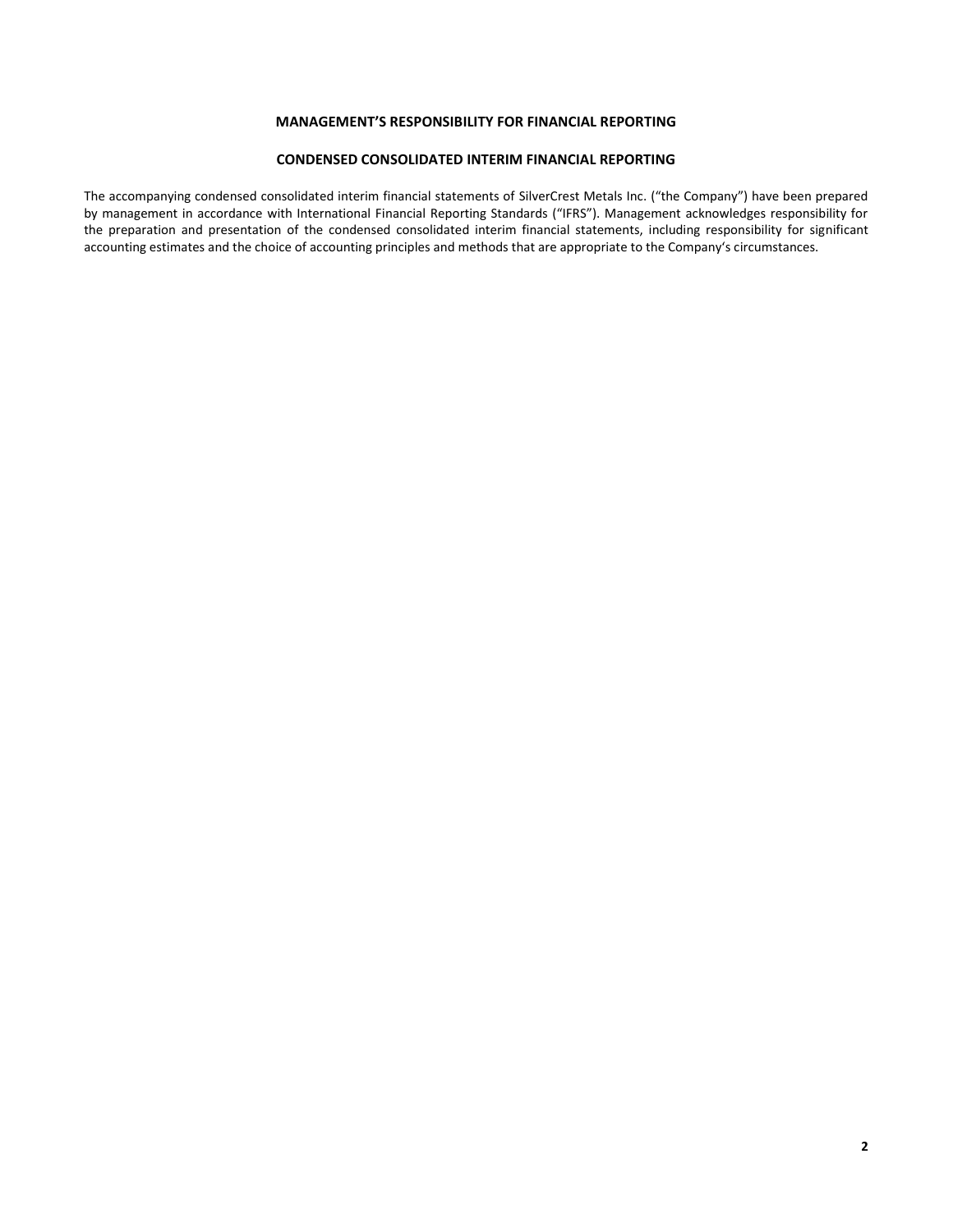## MANAGEMENT'S RESPONSIBILITY FOR FINANCIAL REPORTING

## CONDENSED CONSOLIDATED INTERIM FINANCIAL REPORTING

The accompanying condensed consolidated interim financial statements of SilverCrest Metals Inc. ("the Company") have been prepared by management in accordance with International Financial Reporting Standards ("IFRS"). Management acknowledges responsibility for the preparation and presentation of the condensed consolidated interim financial statements, including responsibility for significant accounting estimates and the choice of accounting principles and methods that are appropriate to the Company's circumstances.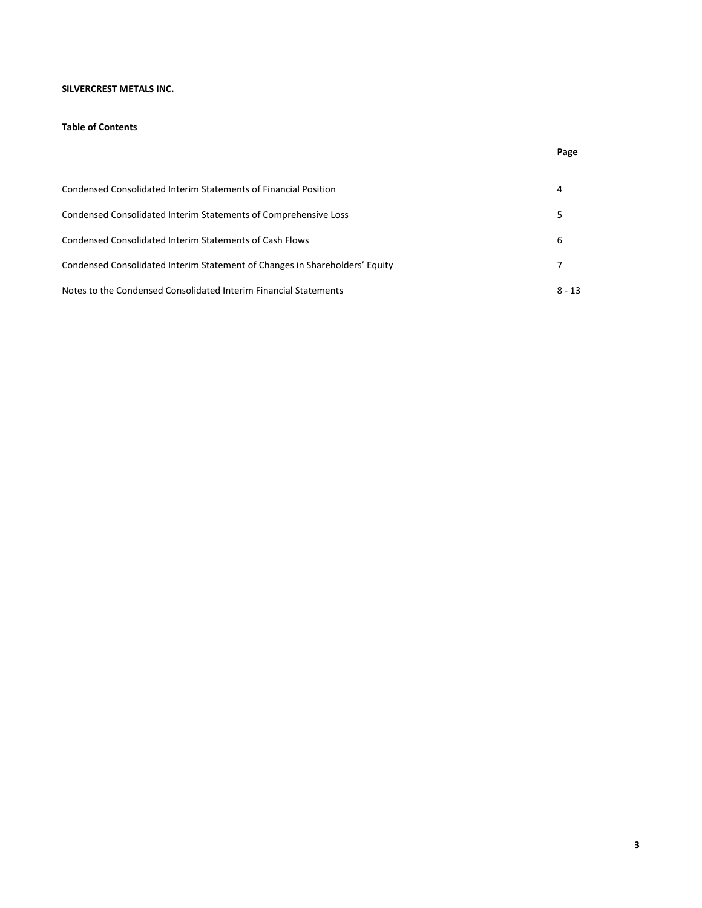**SILVERCREST METALS INC.**

**Table of Contents**

| | **Page** |
|---|---|
| Condensed Consolidated Interim Statements of Financial Position | 4 |
| Condensed Consolidated Interim Statements of Comprehensive Loss | 5 |
| Condensed Consolidated Interim Statements of Cash Flows | 6 |
| Condensed Consolidated Interim Statement of Changes in Shareholders' Equity | 7 |
| Notes to the Condensed Consolidated Interim Financial Statements | 8 - 13 |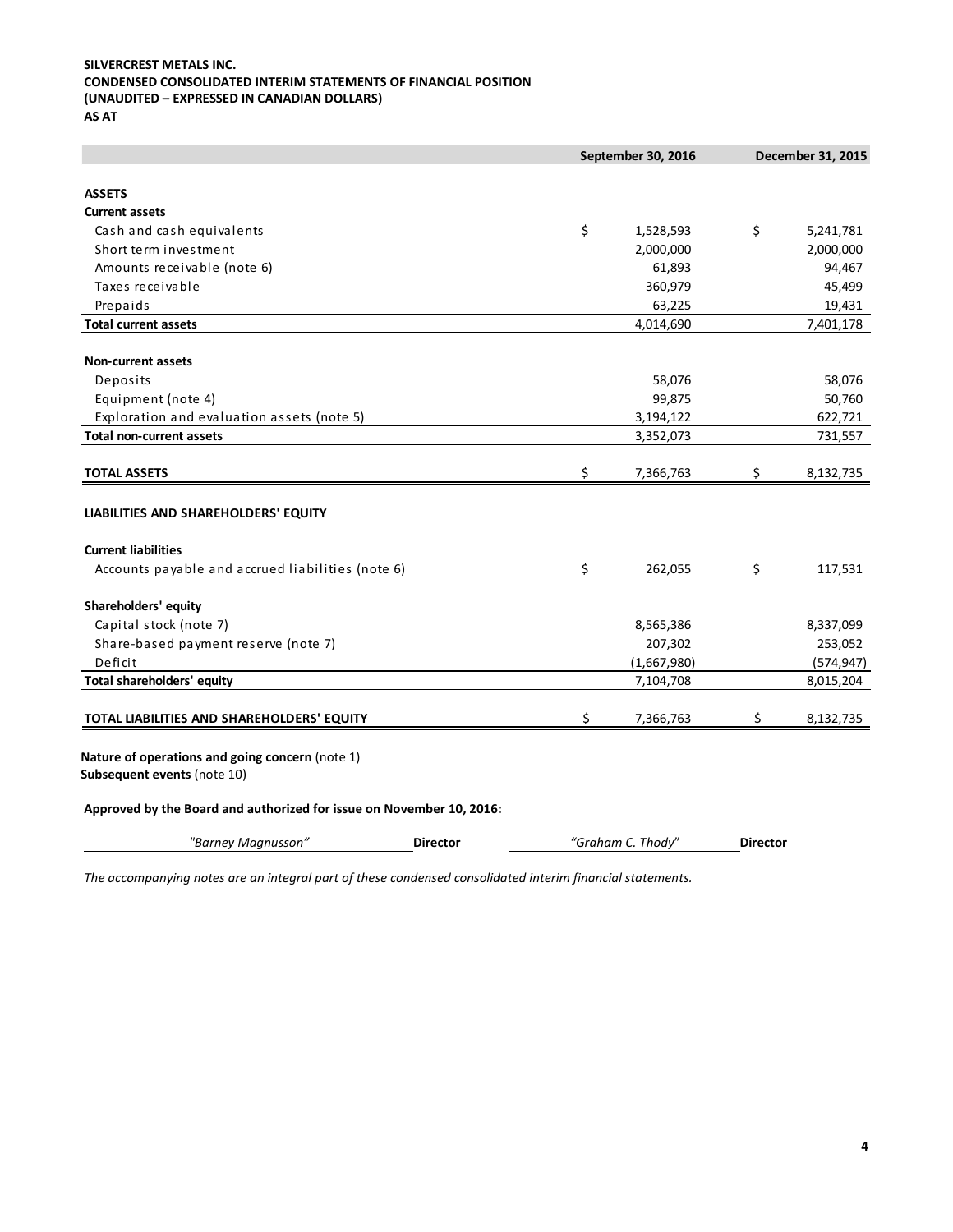**SILVERCREST METALS INC.**
**CONDENSED CONSOLIDATED INTERIM STATEMENTS OF FINANCIAL POSITION**
**(UNAUDITED – EXPRESSED IN CANADIAN DOLLARS)**
**AS AT**

| | September 30, 2016 | December 31, 2015 |
|---|---|---|
| **ASSETS** | | |
| **Current assets** | | |
| Cash and cash equivalents | $ 1,528,593 | $ 5,241,781 |
| Short term investment | 2,000,000 | 2,000,000 |
| Amounts receivable (note 6) | 61,893 | 94,467 |
| Taxes receivable | 360,979 | 45,499 |
| Prepaids | 63,225 | 19,431 |
| **Total current assets** | 4,014,690 | 7,401,178 |
| **Non-current assets** | | |
| Deposits | 58,076 | 58,076 |
| Equipment (note 4) | 99,875 | 50,760 |
| Exploration and evaluation assets (note 5) | 3,194,122 | 622,721 |
| **Total non-current assets** | 3,352,073 | 731,557 |
| **TOTAL ASSETS** | $ 7,366,763 | $ 8,132,735 |
| **LIABILITIES AND SHAREHOLDERS' EQUITY** | | |
| **Current liabilities** | | |
| Accounts payable and accrued liabilities (note 6) | $ 262,055 | $ 117,531 |
| **Shareholders' equity** | | |
| Capital stock (note 7) | 8,565,386 | 8,337,099 |
| Share-based payment reserve (note 7) | 207,302 | 253,052 |
| Deficit | (1,667,980) | (574,947) |
| **Total shareholders' equity** | 7,104,708 | 8,015,204 |
| **TOTAL LIABILITIES AND SHAREHOLDERS' EQUITY** | $ 7,366,763 | $ 8,132,735 |

**Nature of operations and going concern** (note 1)
**Subsequent events** (note 10)

**Approved by the Board and authorized for issue on November 10, 2016:**

*"Barney Magnusson"* **Director** *"Graham C. Thody"* **Director**

*The accompanying notes are an integral part of these condensed consolidated interim financial statements.*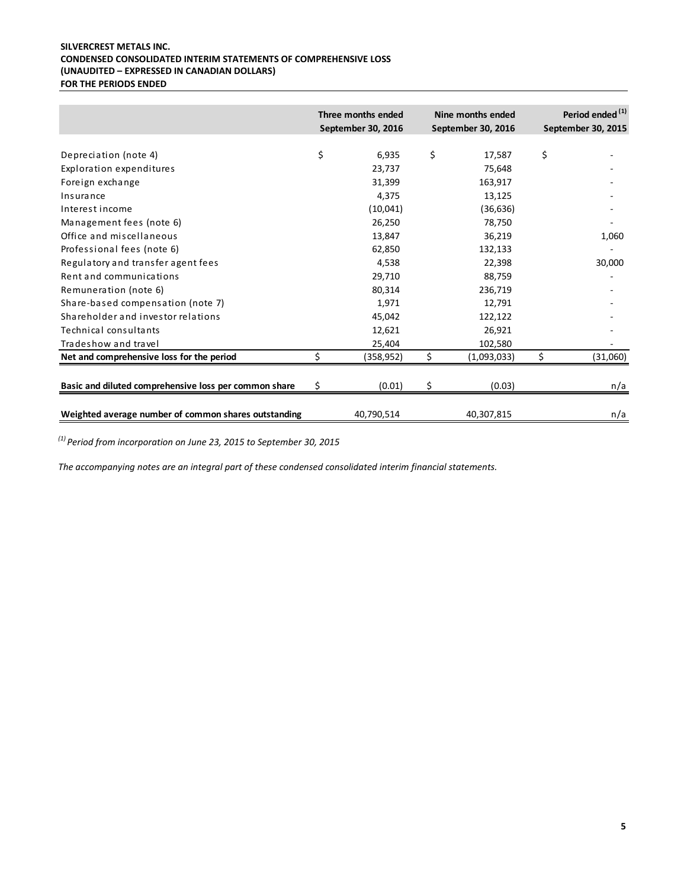**SILVERCREST METALS INC.**
**CONDENSED CONSOLIDATED INTERIM STATEMENTS OF COMPREHENSIVE LOSS**
**(UNAUDITED – EXPRESSED IN CANADIAN DOLLARS)**
**FOR THE PERIODS ENDED**

| | Three months ended September 30, 2016 | Nine months ended September 30, 2016 | Period ended [(1)] September 30, 2015 |
|---|---|---|---|
| Depreciation (note 4) | $ 6,935 | $ 17,587 | $ - |
| Exploration expenditures | 23,737 | 75,648 | - |
| Foreign exchange | 31,399 | 163,917 | - |
| Insurance | 4,375 | 13,125 | - |
| Interest income | (10,041) | (36,636) | - |
| Management fees (note 6) | 26,250 | 78,750 | - |
| Office and miscellaneous | 13,847 | 36,219 | 1,060 |
| Professional fees (note 6) | 62,850 | 132,133 | - |
| Regulatory and transfer agent fees | 4,538 | 22,398 | 30,000 |
| Rent and communications | 29,710 | 88,759 | - |
| Remuneration (note 6) | 80,314 | 236,719 | - |
| Share-based compensation (note 7) | 1,971 | 12,791 | - |
| Shareholder and investor relations | 45,042 | 122,122 | - |
| Technical consultants | 12,621 | 26,921 | - |
| Tradeshow and travel | 25,404 | 102,580 | - |
| **Net and comprehensive loss for the period** | $ (358,952) | $ (1,093,033) | $ (31,060) |
| **Basic and diluted comprehensive loss per common share** | $ (0.01) | $ (0.03) | n/a |
| **Weighted average number of common shares outstanding** | 40,790,514 | 40,307,815 | n/a |

*[(1)] Period from incorporation on June 23, 2015 to September 30, 2015*

*The accompanying notes are an integral part of these condensed consolidated interim financial statements.*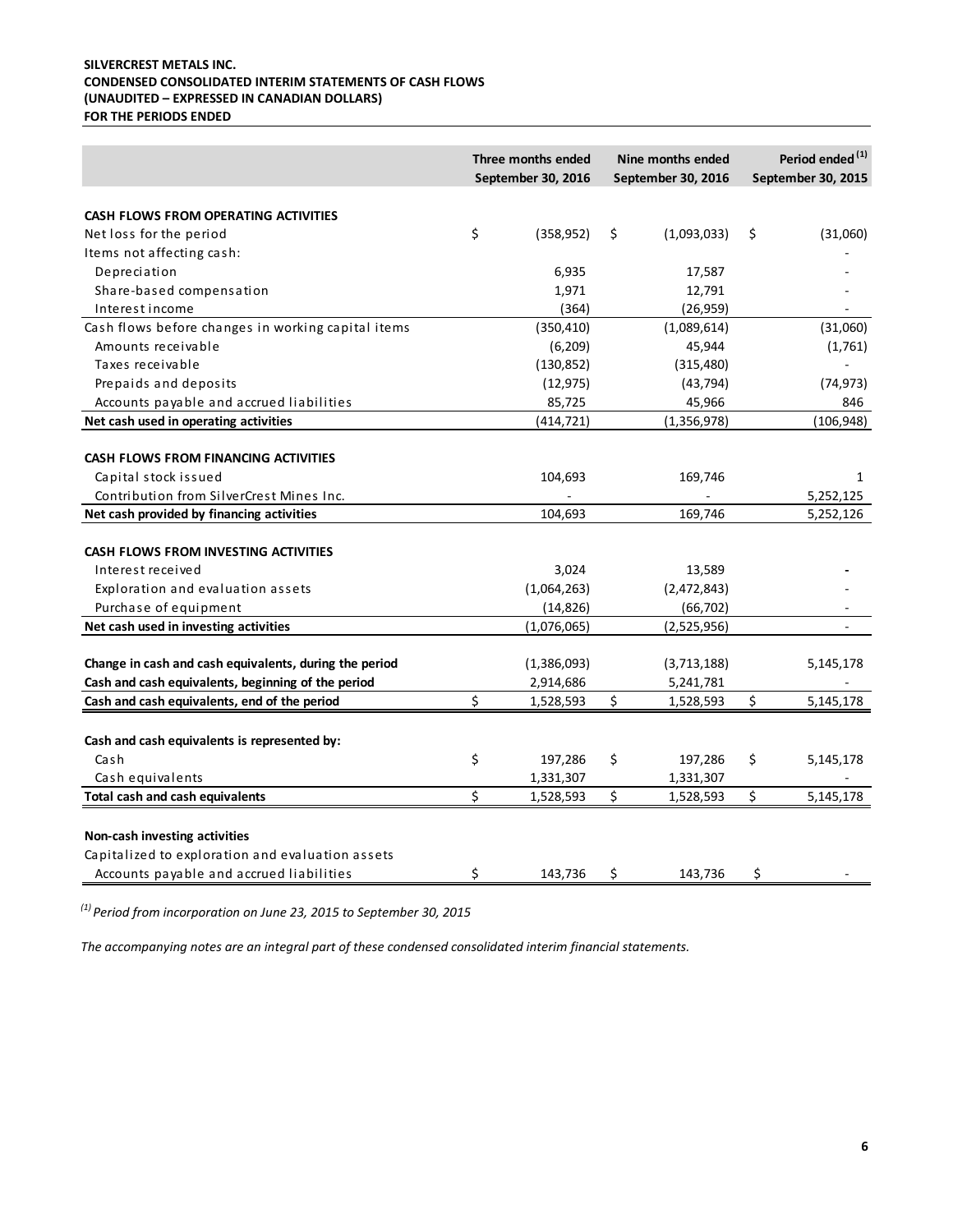**SILVERCREST METALS INC.**
**CONDENSED CONSOLIDATED INTERIM STATEMENTS OF CASH FLOWS**
**(UNAUDITED – EXPRESSED IN CANADIAN DOLLARS)**
**FOR THE PERIODS ENDED**

| | Three months ended September 30, 2016 | Nine months ended September 30, 2016 | Period ended [(1)] September 30, 2015 |
|---|---|---|---|
| **CASH FLOWS FROM OPERATING ACTIVITIES** | | | |
| Net loss for the period | $ (358,952) | $ (1,093,033) | $ (31,060) |
| Items not affecting cash: | | | - |
| Depreciation | 6,935 | 17,587 | - |
| Share-based compensation | 1,971 | 12,791 | - |
| Interest income | (364) | (26,959) | - |
| Cash flows before changes in working capital items | (350,410) | (1,089,614) | (31,060) |
| Amounts receivable | (6,209) | 45,944 | (1,761) |
| Taxes receivable | (130,852) | (315,480) | - |
| Prepaids and deposits | (12,975) | (43,794) | (74,973) |
| Accounts payable and accrued liabilities | 85,725 | 45,966 | 846 |
| **Net cash used in operating activities** | (414,721) | (1,356,978) | (106,948) |
| **CASH FLOWS FROM FINANCING ACTIVITIES** | | | |
| Capital stock issued | 104,693 | 169,746 | 1 |
| Contribution from SilverCrest Mines Inc. | - | - | 5,252,125 |
| **Net cash provided by financing activities** | 104,693 | 169,746 | 5,252,126 |
| **CASH FLOWS FROM INVESTING ACTIVITIES** | | | |
| Interest received | 3,024 | 13,589 | - |
| Exploration and evaluation assets | (1,064,263) | (2,472,843) | - |
| Purchase of equipment | (14,826) | (66,702) | - |
| **Net cash used in investing activities** | (1,076,065) | (2,525,956) | - |
| **Change in cash and cash equivalents, during the period** | (1,386,093) | (3,713,188) | 5,145,178 |
| **Cash and cash equivalents, beginning of the period** | 2,914,686 | 5,241,781 | - |
| **Cash and cash equivalents, end of the period** | $ 1,528,593 | $ 1,528,593 | $ 5,145,178 |
| **Cash and cash equivalents is represented by:** | | | |
| Cash | $ 197,286 | $ 197,286 | $ 5,145,178 |
| Cash equivalents | 1,331,307 | 1,331,307 | - |
| **Total cash and cash equivalents** | $ 1,528,593 | $ 1,528,593 | $ 5,145,178 |
| **Non-cash investing activities** | | | |
| Capitalized to exploration and evaluation assets | | | |
| Accounts payable and accrued liabilities | $ 143,736 | $ 143,736 | $ - |

*[(1)] Period from incorporation on June 23, 2015 to September 30, 2015*

*The accompanying notes are an integral part of these condensed consolidated interim financial statements.*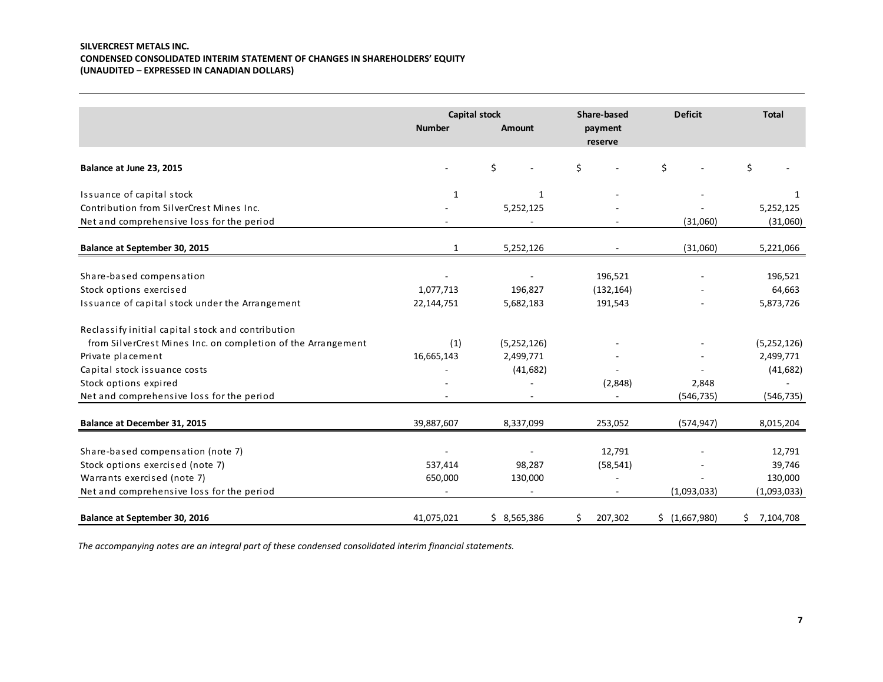**SILVERCREST METALS INC.**
**CONDENSED CONSOLIDATED INTERIM STATEMENT OF CHANGES IN SHAREHOLDERS' EQUITY**
**(UNAUDITED – EXPRESSED IN CANADIAN DOLLARS)**

| | Capital stock | | Share-based | Deficit | Total |
|---|---|---|---|---|---|
| | Number | Amount | payment reserve | | |
| **Balance at June 23, 2015** | - | $ - | $ - | $ - | $ - |
| Issuance of capital stock | 1 | 1 | - | - | 1 |
| Contribution from SilverCrest Mines Inc. | - | 5,252,125 | - | - | 5,252,125 |
| Net and comprehensive loss for the period | - | - | - | (31,060) | (31,060) |
| **Balance at September 30, 2015** | 1 | 5,252,126 | - | (31,060) | 5,221,066 |
| Share-based compensation | - | - | 196,521 | - | 196,521 |
| Stock options exercised | 1,077,713 | 196,827 | (132,164) | - | 64,663 |
| Issuance of capital stock under the Arrangement | 22,144,751 | 5,682,183 | 191,543 | - | 5,873,726 |
| Reclassify initial capital stock and contribution from SilverCrest Mines Inc. on completion of the Arrangement | (1) | (5,252,126) | - | - | (5,252,126) |
| Private placement | 16,665,143 | 2,499,771 | - | - | 2,499,771 |
| Capital stock issuance costs | - | (41,682) | - | - | (41,682) |
| Stock options expired | - | - | (2,848) | 2,848 | - |
| Net and comprehensive loss for the period | - | - | - | (546,735) | (546,735) |
| **Balance at December 31, 2015** | 39,887,607 | 8,337,099 | 253,052 | (574,947) | 8,015,204 |
| Share-based compensation (note 7) | - | - | 12,791 | - | 12,791 |
| Stock options exercised (note 7) | 537,414 | 98,287 | (58,541) | - | 39,746 |
| Warrants exercised (note 7) | 650,000 | 130,000 | - | - | 130,000 |
| Net and comprehensive loss for the period | - | - | - | (1,093,033) | (1,093,033) |
| **Balance at September 30, 2016** | 41,075,021 | $ 8,565,386 | $ 207,302 | $ (1,667,980) | $ 7,104,708 |

*The accompanying notes are an integral part of these condensed consolidated interim financial statements.*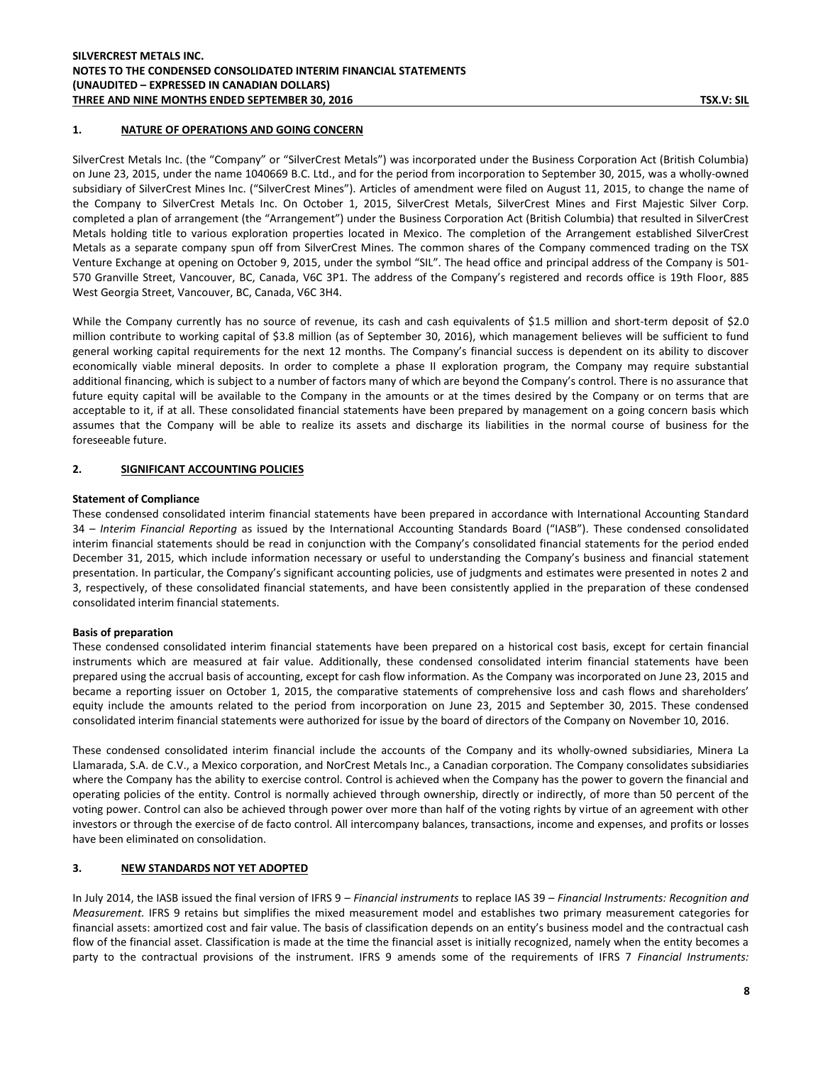## 1. NATURE OF OPERATIONS AND GOING CONCERN

SilverCrest Metals Inc. (the "Company" or "SilverCrest Metals") was incorporated under the Business Corporation Act (British Columbia) on June 23, 2015, under the name 1040669 B.C. Ltd., and for the period from incorporation to September 30, 2015, was a wholly-owned subsidiary of SilverCrest Mines Inc. ("SilverCrest Mines"). Articles of amendment were filed on August 11, 2015, to change the name of the Company to SilverCrest Metals Inc. On October 1, 2015, SilverCrest Metals, SilverCrest Mines and First Majestic Silver Corp. completed a plan of arrangement (the "Arrangement") under the Business Corporation Act (British Columbia) that resulted in SilverCrest Metals holding title to various exploration properties located in Mexico. The completion of the Arrangement established SilverCrest Metals as a separate company spun off from SilverCrest Mines. The common shares of the Company commenced trading on the TSX Venture Exchange at opening on October 9, 2015, under the symbol "SIL". The head office and principal address of the Company is 501-570 Granville Street, Vancouver, BC, Canada, V6C 3P1. The address of the Company's registered and records office is 19th Floor, 885 West Georgia Street, Vancouver, BC, Canada, V6C 3H4.

While the Company currently has no source of revenue, its cash and cash equivalents of $1.5 million and short-term deposit of $2.0 million contribute to working capital of $3.8 million (as of September 30, 2016), which management believes will be sufficient to fund general working capital requirements for the next 12 months. The Company's financial success is dependent on its ability to discover economically viable mineral deposits. In order to complete a phase II exploration program, the Company may require substantial additional financing, which is subject to a number of factors many of which are beyond the Company's control. There is no assurance that future equity capital will be available to the Company in the amounts or at the times desired by the Company or on terms that are acceptable to it, if at all. These consolidated financial statements have been prepared by management on a going concern basis which assumes that the Company will be able to realize its assets and discharge its liabilities in the normal course of business for the foreseeable future.

## 2. SIGNIFICANT ACCOUNTING POLICIES

**Statement of Compliance**

These condensed consolidated interim financial statements have been prepared in accordance with International Accounting Standard 34 – *Interim Financial Reporting* as issued by the International Accounting Standards Board ("IASB"). These condensed consolidated interim financial statements should be read in conjunction with the Company's consolidated financial statements for the period ended December 31, 2015, which include information necessary or useful to understanding the Company's business and financial statement presentation. In particular, the Company's significant accounting policies, use of judgments and estimates were presented in notes 2 and 3, respectively, of these consolidated financial statements, and have been consistently applied in the preparation of these condensed consolidated interim financial statements.

**Basis of preparation**

These condensed consolidated interim financial statements have been prepared on a historical cost basis, except for certain financial instruments which are measured at fair value. Additionally, these condensed consolidated interim financial statements have been prepared using the accrual basis of accounting, except for cash flow information. As the Company was incorporated on June 23, 2015 and became a reporting issuer on October 1, 2015, the comparative statements of comprehensive loss and cash flows and shareholders' equity include the amounts related to the period from incorporation on June 23, 2015 and September 30, 2015. These condensed consolidated interim financial statements were authorized for issue by the board of directors of the Company on November 10, 2016.

These condensed consolidated interim financial include the accounts of the Company and its wholly-owned subsidiaries, Minera La Llamarada, S.A. de C.V., a Mexico corporation, and NorCrest Metals Inc., a Canadian corporation. The Company consolidates subsidiaries where the Company has the ability to exercise control. Control is achieved when the Company has the power to govern the financial and operating policies of the entity. Control is normally achieved through ownership, directly or indirectly, of more than 50 percent of the voting power. Control can also be achieved through power over more than half of the voting rights by virtue of an agreement with other investors or through the exercise of de facto control. All intercompany balances, transactions, income and expenses, and profits or losses have been eliminated on consolidation.

## 3. NEW STANDARDS NOT YET ADOPTED

In July 2014, the IASB issued the final version of IFRS 9 – *Financial instruments* to replace IAS 39 – *Financial Instruments: Recognition and Measurement.* IFRS 9 retains but simplifies the mixed measurement model and establishes two primary measurement categories for financial assets: amortized cost and fair value. The basis of classification depends on an entity's business model and the contractual cash flow of the financial asset. Classification is made at the time the financial asset is initially recognized, namely when the entity becomes a party to the contractual provisions of the instrument. IFRS 9 amends some of the requirements of IFRS 7 *Financial Instruments:*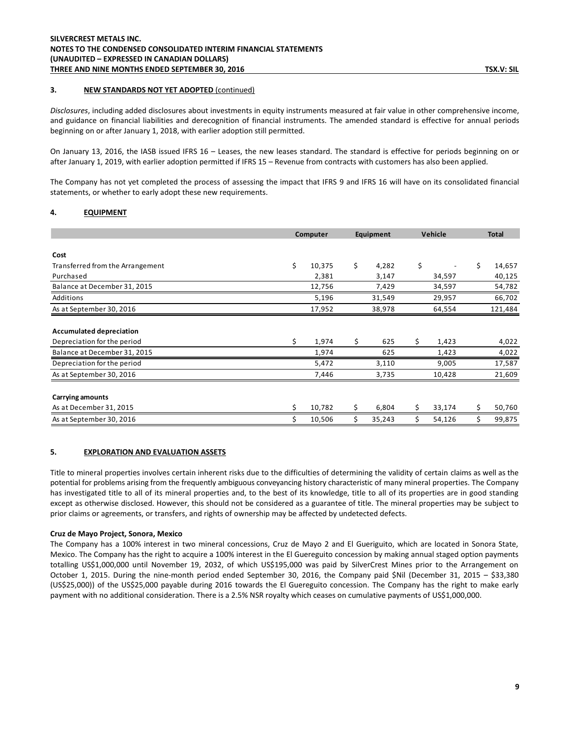### 3. NEW STANDARDS NOT YET ADOPTED (continued)

*Disclosures*, including added disclosures about investments in equity instruments measured at fair value in other comprehensive income, and guidance on financial liabilities and derecognition of financial instruments. The amended standard is effective for annual periods beginning on or after January 1, 2018, with earlier adoption still permitted.

On January 13, 2016, the IASB issued IFRS 16 – Leases, the new leases standard. The standard is effective for periods beginning on or after January 1, 2019, with earlier adoption permitted if IFRS 15 – Revenue from contracts with customers has also been applied.

The Company has not yet completed the process of assessing the impact that IFRS 9 and IFRS 16 will have on its consolidated financial statements, or whether to early adopt these new requirements.

### 4. EQUIPMENT

| | Computer | Equipment | Vehicle | Total |
|---|---|---|---|---|
| **Cost** | | | | |
| Transferred from the Arrangement | $ 10,375 | $ 4,282 | $ - | $ 14,657 |
| Purchased | 2,381 | 3,147 | 34,597 | 40,125 |
| Balance at December 31, 2015 | 12,756 | 7,429 | 34,597 | 54,782 |
| Additions | 5,196 | 31,549 | 29,957 | 66,702 |
| As at September 30, 2016 | 17,952 | 38,978 | 64,554 | 121,484 |
| **Accumulated depreciation** | | | | |
| Depreciation for the period | $ 1,974 | $ 625 | $ 1,423 | 4,022 |
| Balance at December 31, 2015 | 1,974 | 625 | 1,423 | 4,022 |
| Depreciation for the period | 5,472 | 3,110 | 9,005 | 17,587 |
| As at September 30, 2016 | 7,446 | 3,735 | 10,428 | 21,609 |
| **Carrying amounts** | | | | |
| As at December 31, 2015 | $ 10,782 | $ 6,804 | $ 33,174 | $ 50,760 |
| As at September 30, 2016 | $ 10,506 | $ 35,243 | $ 54,126 | $ 99,875 |

### 5. EXPLORATION AND EVALUATION ASSETS

Title to mineral properties involves certain inherent risks due to the difficulties of determining the validity of certain claims as well as the potential for problems arising from the frequently ambiguous conveyancing history characteristic of many mineral properties. The Company has investigated title to all of its mineral properties and, to the best of its knowledge, title to all of its properties are in good standing except as otherwise disclosed. However, this should not be considered as a guarantee of title. The mineral properties may be subject to prior claims or agreements, or transfers, and rights of ownership may be affected by undetected defects.

**Cruz de Mayo Project, Sonora, Mexico**

The Company has a 100% interest in two mineral concessions, Cruz de Mayo 2 and El Gueriguito, which are located in Sonora State, Mexico. The Company has the right to acquire a 100% interest in the El Guereguito concession by making annual staged option payments totalling US$1,000,000 until November 19, 2032, of which US$195,000 was paid by SilverCrest Mines prior to the Arrangement on October 1, 2015. During the nine-month period ended September 30, 2016, the Company paid $Nil (December 31, 2015 – $33,380 (US$25,000)) of the US$25,000 payable during 2016 towards the El Guereguito concession. The Company has the right to make early payment with no additional consideration. There is a 2.5% NSR royalty which ceases on cumulative payments of US$1,000,000.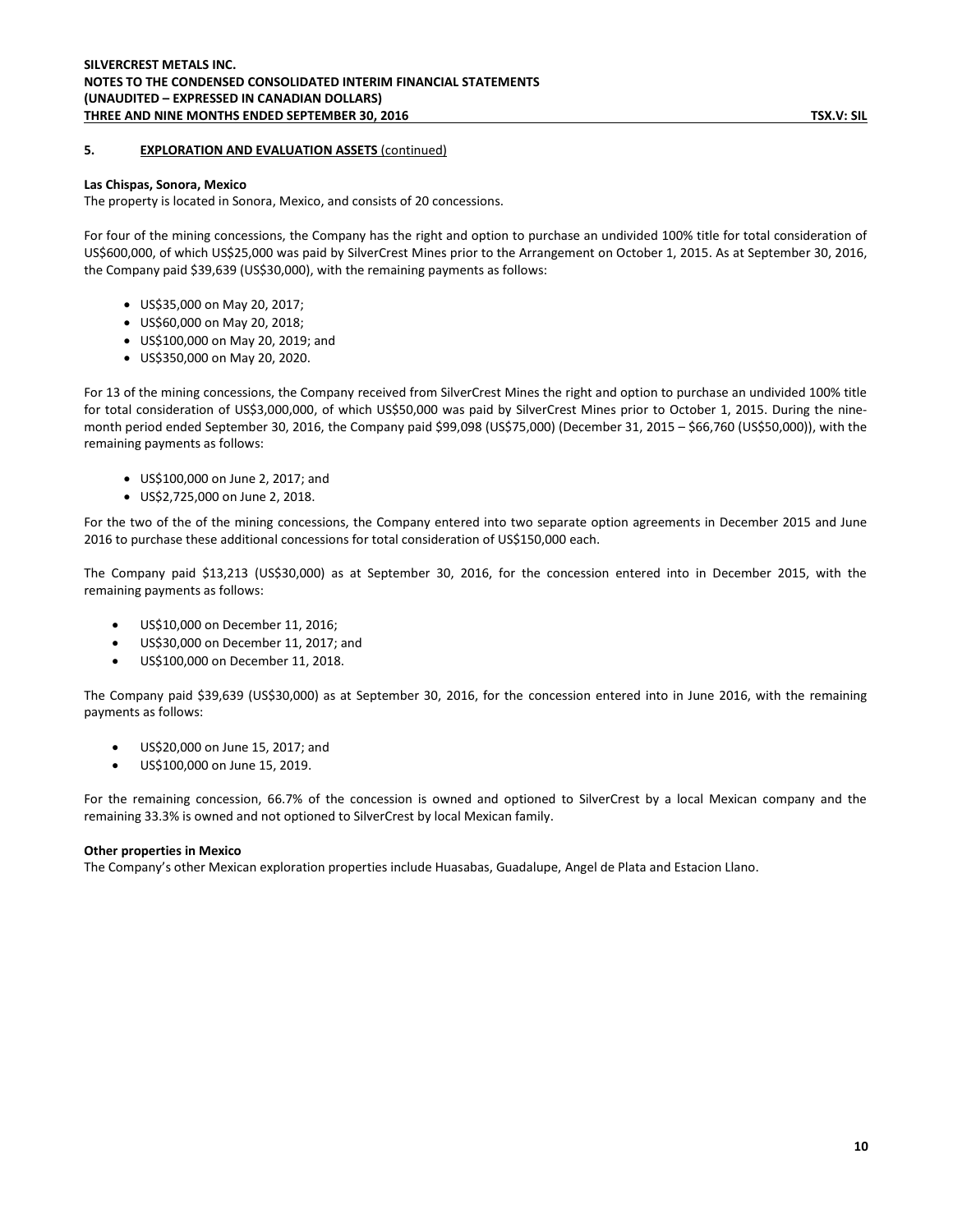## 5. EXPLORATION AND EVALUATION ASSETS (continued)

**Las Chispas, Sonora, Mexico**

The property is located in Sonora, Mexico, and consists of 20 concessions.

For four of the mining concessions, the Company has the right and option to purchase an undivided 100% title for total consideration of US$600,000, of which US$25,000 was paid by SilverCrest Mines prior to the Arrangement on October 1, 2015. As at September 30, 2016, the Company paid $39,639 (US$30,000), with the remaining payments as follows:

- US$35,000 on May 20, 2017;
- US$60,000 on May 20, 2018;
- US$100,000 on May 20, 2019; and
- US$350,000 on May 20, 2020.

For 13 of the mining concessions, the Company received from SilverCrest Mines the right and option to purchase an undivided 100% title for total consideration of US$3,000,000, of which US$50,000 was paid by SilverCrest Mines prior to October 1, 2015. During the nine-month period ended September 30, 2016, the Company paid $99,098 (US$75,000) (December 31, 2015 – $66,760 (US$50,000)), with the remaining payments as follows:

- US$100,000 on June 2, 2017; and
- US$2,725,000 on June 2, 2018.

For the two of the of the mining concessions, the Company entered into two separate option agreements in December 2015 and June 2016 to purchase these additional concessions for total consideration of US$150,000 each.

The Company paid $13,213 (US$30,000) as at September 30, 2016, for the concession entered into in December 2015, with the remaining payments as follows:

- US$10,000 on December 11, 2016;
- US$30,000 on December 11, 2017; and
- US$100,000 on December 11, 2018.

The Company paid $39,639 (US$30,000) as at September 30, 2016, for the concession entered into in June 2016, with the remaining payments as follows:

- US$20,000 on June 15, 2017; and
- US$100,000 on June 15, 2019.

For the remaining concession, 66.7% of the concession is owned and optioned to SilverCrest by a local Mexican company and the remaining 33.3% is owned and not optioned to SilverCrest by local Mexican family.

**Other properties in Mexico**

The Company's other Mexican exploration properties include Huasabas, Guadalupe, Angel de Plata and Estacion Llano.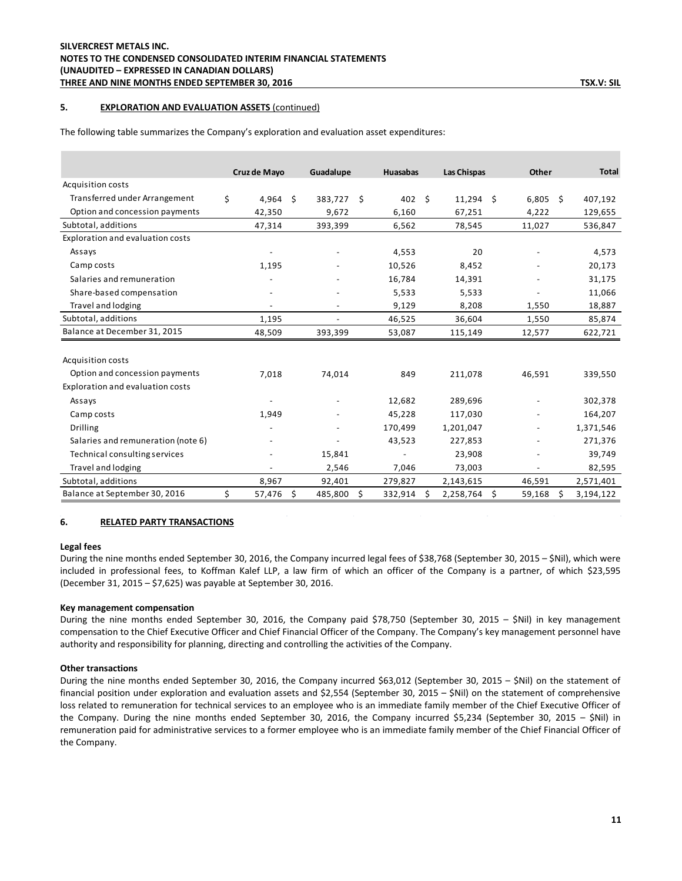## 5. EXPLORATION AND EVALUATION ASSETS (continued)

The following table summarizes the Company's exploration and evaluation asset expenditures:

| | Cruz de Mayo | Guadalupe | Huasabas | Las Chispas | Other | Total |
|---|---|---|---|---|---|---|
| Acquisition costs | | | | | | |
| Transferred under Arrangement | $ 4,964 | $ 383,727 | $ 402 | $ 11,294 | $ 6,805 | $ 407,192 |
| Option and concession payments | 42,350 | 9,672 | 6,160 | 67,251 | 4,222 | 129,655 |
| Subtotal, additions | 47,314 | 393,399 | 6,562 | 78,545 | 11,027 | 536,847 |
| Exploration and evaluation costs | | | | | | |
| Assays | - | - | 4,553 | 20 | - | 4,573 |
| Camp costs | 1,195 | - | 10,526 | 8,452 | - | 20,173 |
| Salaries and remuneration | - | - | 16,784 | 14,391 | - | 31,175 |
| Share-based compensation | - | - | 5,533 | 5,533 | - | 11,066 |
| Travel and lodging | - | - | 9,129 | 8,208 | 1,550 | 18,887 |
| Subtotal, additions | 1,195 | - | 46,525 | 36,604 | 1,550 | 85,874 |
| Balance at December 31, 2015 | 48,509 | 393,399 | 53,087 | 115,149 | 12,577 | 622,721 |
| | | | | | | |
| Acquisition costs | | | | | | |
| Option and concession payments | 7,018 | 74,014 | 849 | 211,078 | 46,591 | 339,550 |
| Exploration and evaluation costs | | | | | | |
| Assays | - | - | 12,682 | 289,696 | - | 302,378 |
| Camp costs | 1,949 | - | 45,228 | 117,030 | - | 164,207 |
| Drilling | - | - | 170,499 | 1,201,047 | - | 1,371,546 |
| Salaries and remuneration (note 6) | - | - | 43,523 | 227,853 | - | 271,376 |
| Technical consulting services | - | 15,841 | - | 23,908 | - | 39,749 |
| Travel and lodging | - | 2,546 | 7,046 | 73,003 | - | 82,595 |
| Subtotal, additions | 8,967 | 92,401 | 279,827 | 2,143,615 | 46,591 | 2,571,401 |
| Balance at September 30, 2016 | $ 57,476 | $ 485,800 | $ 332,914 | $ 2,258,764 | $ 59,168 | $ 3,194,122 |

## 6. RELATED PARTY TRANSACTIONS

**Legal fees**

During the nine months ended September 30, 2016, the Company incurred legal fees of $38,768 (September 30, 2015 – $Nil), which were included in professional fees, to Koffman Kalef LLP, a law firm of which an officer of the Company is a partner, of which $23,595 (December 31, 2015 – $7,625) was payable at September 30, 2016.

**Key management compensation**

During the nine months ended September 30, 2016, the Company paid $78,750 (September 30, 2015 – $Nil) in key management compensation to the Chief Executive Officer and Chief Financial Officer of the Company. The Company's key management personnel have authority and responsibility for planning, directing and controlling the activities of the Company.

**Other transactions**

During the nine months ended September 30, 2016, the Company incurred $63,012 (September 30, 2015 – $Nil) on the statement of financial position under exploration and evaluation assets and $2,554 (September 30, 2015 – $Nil) on the statement of comprehensive loss related to remuneration for technical services to an employee who is an immediate family member of the Chief Executive Officer of the Company. During the nine months ended September 30, 2016, the Company incurred $5,234 (September 30, 2015 – $Nil) in remuneration paid for administrative services to a former employee who is an immediate family member of the Chief Financial Officer of the Company.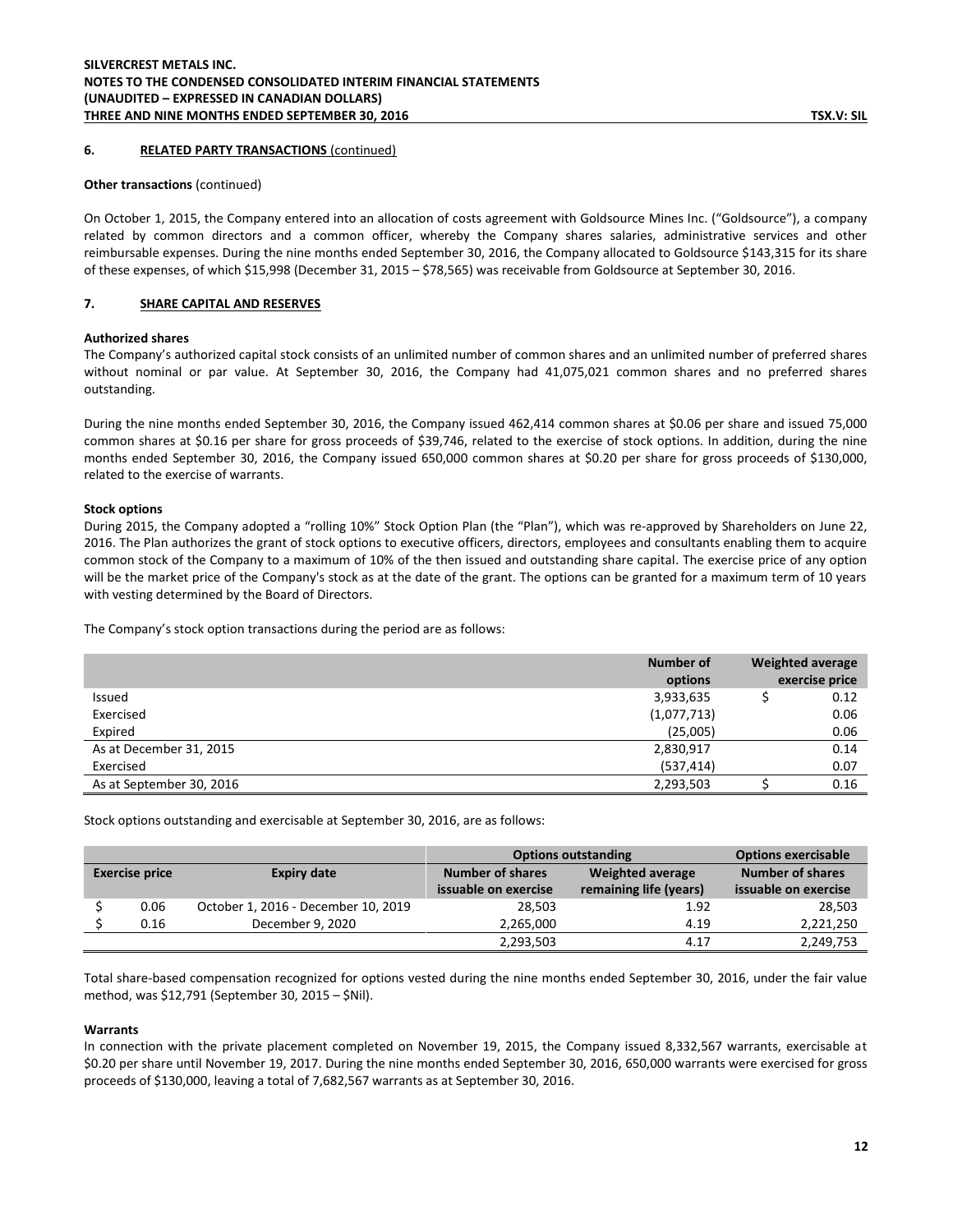## 6. RELATED PARTY TRANSACTIONS (continued)

**Other transactions** (continued)

On October 1, 2015, the Company entered into an allocation of costs agreement with Goldsource Mines Inc. ("Goldsource"), a company related by common directors and a common officer, whereby the Company shares salaries, administrative services and other reimbursable expenses. During the nine months ended September 30, 2016, the Company allocated to Goldsource $143,315 for its share of these expenses, of which $15,998 (December 31, 2015 – $78,565) was receivable from Goldsource at September 30, 2016.

## 7. SHARE CAPITAL AND RESERVES

**Authorized shares**

The Company's authorized capital stock consists of an unlimited number of common shares and an unlimited number of preferred shares without nominal or par value. At September 30, 2016, the Company had 41,075,021 common shares and no preferred shares outstanding.

During the nine months ended September 30, 2016, the Company issued 462,414 common shares at $0.06 per share and issued 75,000 common shares at $0.16 per share for gross proceeds of $39,746, related to the exercise of stock options. In addition, during the nine months ended September 30, 2016, the Company issued 650,000 common shares at $0.20 per share for gross proceeds of $130,000, related to the exercise of warrants.

**Stock options**

During 2015, the Company adopted a "rolling 10%" Stock Option Plan (the "Plan"), which was re-approved by Shareholders on June 22, 2016. The Plan authorizes the grant of stock options to executive officers, directors, employees and consultants enabling them to acquire common stock of the Company to a maximum of 10% of the then issued and outstanding share capital. The exercise price of any option will be the market price of the Company's stock as at the date of the grant. The options can be granted for a maximum term of 10 years with vesting determined by the Board of Directors.

The Company's stock option transactions during the period are as follows:

| | Number of options | Weighted average exercise price |
|---|---|---|
| Issued | 3,933,635 | $ 0.12 |
| Exercised | (1,077,713) | 0.06 |
| Expired | (25,005) | 0.06 |
| As at December 31, 2015 | 2,830,917 | 0.14 |
| Exercised | (537,414) | 0.07 |
| As at September 30, 2016 | 2,293,503 | $ 0.16 |

Stock options outstanding and exercisable at September 30, 2016, are as follows:

| | | Options outstanding | | Options exercisable |
|---|---|---|---|---|
| Exercise price | Expiry date | Number of shares issuable on exercise | Weighted average remaining life (years) | Number of shares issuable on exercise |
| $ 0.06 | October 1, 2016 - December 10, 2019 | 28,503 | 1.92 | 28,503 |
| $ 0.16 | December 9, 2020 | 2,265,000 | 4.19 | 2,221,250 |
| | | 2,293,503 | 4.17 | 2,249,753 |

Total share-based compensation recognized for options vested during the nine months ended September 30, 2016, under the fair value method, was $12,791 (September 30, 2015 – $Nil).

**Warrants**

In connection with the private placement completed on November 19, 2015, the Company issued 8,332,567 warrants, exercisable at $0.20 per share until November 19, 2017. During the nine months ended September 30, 2016, 650,000 warrants were exercised for gross proceeds of $130,000, leaving a total of 7,682,567 warrants as at September 30, 2016.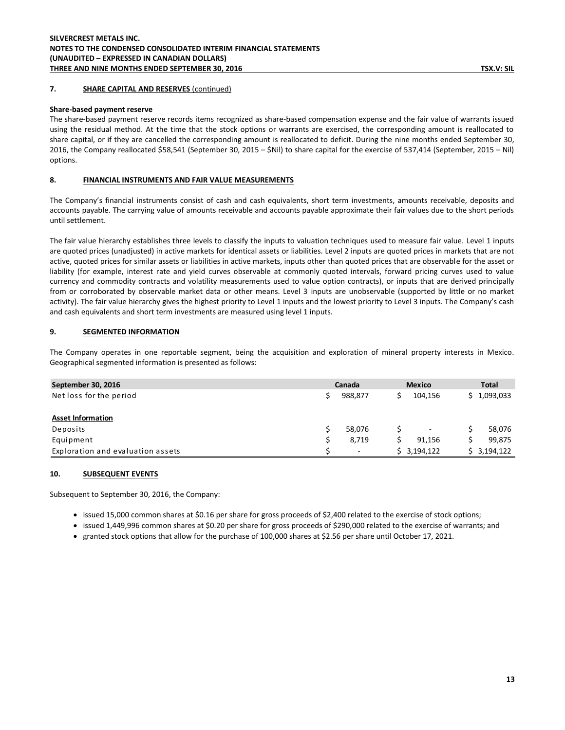## 7. SHARE CAPITAL AND RESERVES (continued)

**Share-based payment reserve**

The share-based payment reserve records items recognized as share-based compensation expense and the fair value of warrants issued using the residual method. At the time that the stock options or warrants are exercised, the corresponding amount is reallocated to share capital, or if they are cancelled the corresponding amount is reallocated to deficit. During the nine months ended September 30, 2016, the Company reallocated $58,541 (September 30, 2015 – $Nil) to share capital for the exercise of 537,414 (September, 2015 – Nil) options.

## 8. FINANCIAL INSTRUMENTS AND FAIR VALUE MEASUREMENTS

The Company's financial instruments consist of cash and cash equivalents, short term investments, amounts receivable, deposits and accounts payable. The carrying value of amounts receivable and accounts payable approximate their fair values due to the short periods until settlement.

The fair value hierarchy establishes three levels to classify the inputs to valuation techniques used to measure fair value. Level 1 inputs are quoted prices (unadjusted) in active markets for identical assets or liabilities. Level 2 inputs are quoted prices in markets that are not active, quoted prices for similar assets or liabilities in active markets, inputs other than quoted prices that are observable for the asset or liability (for example, interest rate and yield curves observable at commonly quoted intervals, forward pricing curves used to value currency and commodity contracts and volatility measurements used to value option contracts), or inputs that are derived principally from or corroborated by observable market data or other means. Level 3 inputs are unobservable (supported by little or no market activity). The fair value hierarchy gives the highest priority to Level 1 inputs and the lowest priority to Level 3 inputs. The Company's cash and cash equivalents and short term investments are measured using level 1 inputs.

## 9. SEGMENTED INFORMATION

The Company operates in one reportable segment, being the acquisition and exploration of mineral property interests in Mexico. Geographical segmented information is presented as follows:

| September 30, 2016 | Canada | Mexico | Total |
|---|---|---|---|
| Net loss for the period | $ 988,877 | $ 104,156 | $ 1,093,033 |
| **Asset Information** | | | |
| Deposits | $ 58,076 | $ - | $ 58,076 |
| Equipment | $ 8,719 | $ 91,156 | $ 99,875 |
| Exploration and evaluation assets | $ - | $ 3,194,122 | $ 3,194,122 |

## 10. SUBSEQUENT EVENTS

Subsequent to September 30, 2016, the Company:

- issued 15,000 common shares at $0.16 per share for gross proceeds of $2,400 related to the exercise of stock options;
- issued 1,449,996 common shares at $0.20 per share for gross proceeds of $290,000 related to the exercise of warrants; and
- granted stock options that allow for the purchase of 100,000 shares at $2.56 per share until October 17, 2021.